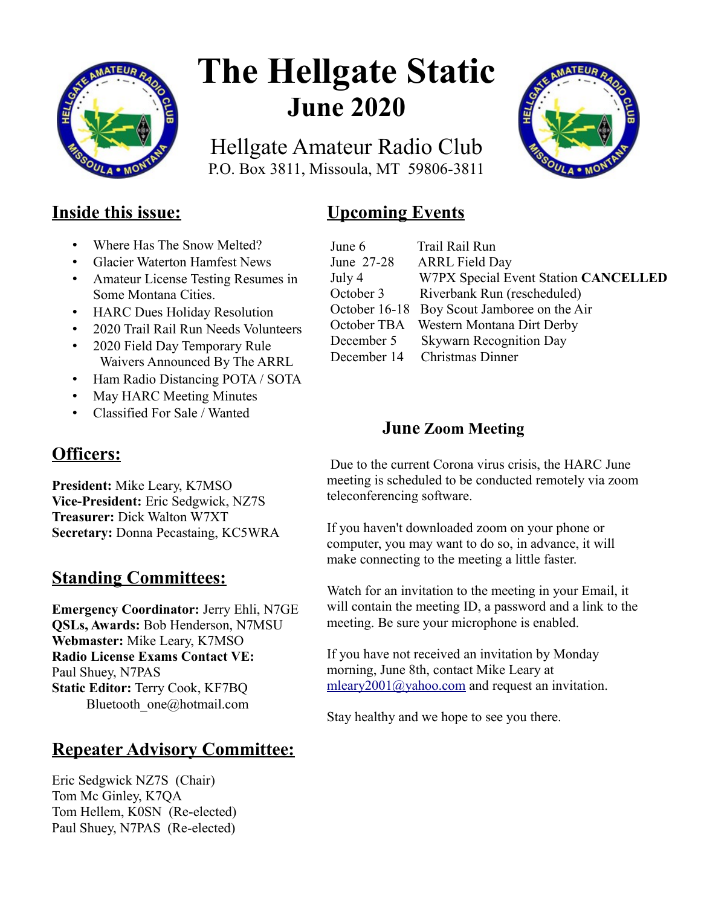# The Hellgate Static

## June 2020

Hellgate Amateur Radio Club
P.O. Box 3811, Missoula, MT 59806-3811

## Inside this issue:

- Where Has The Snow Melted?
- Glacier Waterton Hamfest News
- Amateur License Testing Resumes in Some Montana Cities.
- HARC Dues Holiday Resolution
- 2020 Trail Rail Run Needs Volunteers
- 2020 Field Day Temporary Rule Waivers Announced By The ARRL
- Ham Radio Distancing POTA / SOTA
- May HARC Meeting Minutes
- Classified For Sale / Wanted

## Officers:

**President:** Mike Leary, K7MSO
**Vice-President:** Eric Sedgwick, NZ7S
**Treasurer:** Dick Walton W7XT
**Secretary:** Donna Pecastaing, KC5WRA

## Standing Committees:

**Emergency Coordinator:** Jerry Ehli, N7GE
**QSLs, Awards:** Bob Henderson, N7MSU
**Webmaster:** Mike Leary, K7MSO
**Radio License Exams Contact VE:**
Paul Shuey, N7PAS
**Static Editor:** Terry Cook, KF7BQ
Bluetooth_one@hotmail.com

## Repeater Advisory Committee:

Eric Sedgwick NZ7S (Chair)
Tom Mc Ginley, K7QA
Tom Hellem, K0SN (Re-elected)
Paul Shuey, N7PAS (Re-elected)

## Upcoming Events

| | |
|---|---|
| June 6 | Trail Rail Run |
| June 27-28 | ARRL Field Day |
| July 4 | W7PX Special Event Station **CANCELLED** |
| October 3 | Riverbank Run (rescheduled) |
| October 16-18 | Boy Scout Jamboree on the Air |
| October TBA | Western Montana Dirt Derby |
| December 5 | Skywarn Recognition Day |
| December 14 | Christmas Dinner |

### June Zoom Meeting

Due to the current Corona virus crisis, the HARC June meeting is scheduled to be conducted remotely via zoom teleconferencing software.

If you haven't downloaded zoom on your phone or computer, you may want to do so, in advance, it will make connecting to the meeting a little faster.

Watch for an invitation to the meeting in your Email, it will contain the meeting ID, a password and a link to the meeting. Be sure your microphone is enabled.

If you have not received an invitation by Monday morning, June 8th, contact Mike Leary at mleary2001@yahoo.com and request an invitation.

Stay healthy and we hope to see you there.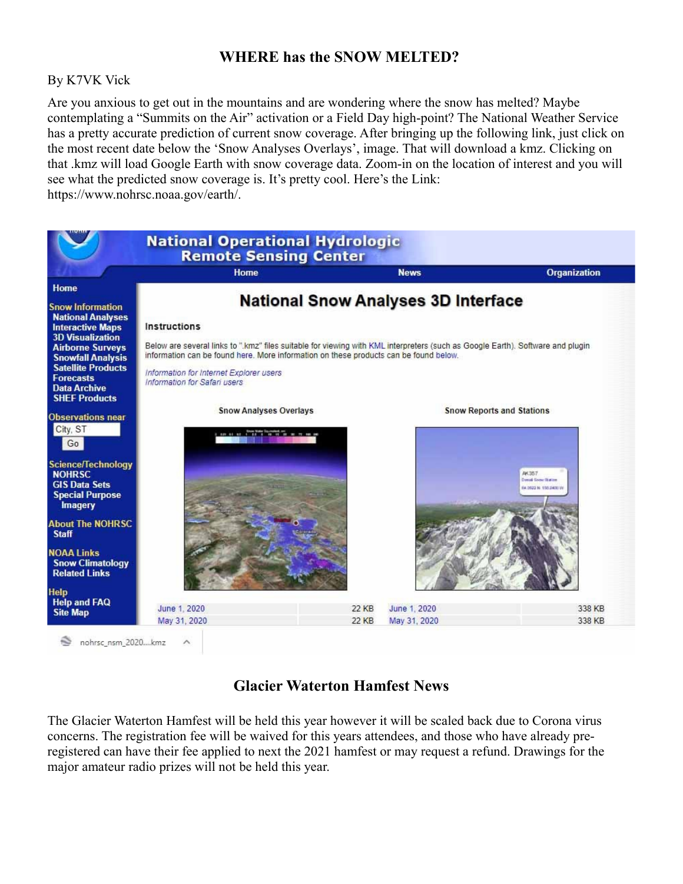## WHERE has the SNOW MELTED?

By K7VK Vick

Are you anxious to get out in the mountains and are wondering where the snow has melted? Maybe contemplating a "Summits on the Air" activation or a Field Day high-point? The National Weather Service has a pretty accurate prediction of current snow coverage. After bringing up the following link, just click on the most recent date below the 'Snow Analyses Overlays', image. That will download a kmz. Clicking on that .kmz will load Google Earth with snow coverage data. Zoom-in on the location of interest and you will see what the predicted snow coverage is. It's pretty cool. Here's the Link: https://www.nohrsc.noaa.gov/earth/.

## Glacier Waterton Hamfest News

The Glacier Waterton Hamfest will be held this year however it will be scaled back due to Corona virus concerns. The registration fee will be waived for this years attendees, and those who have already pre-registered can have their fee applied to next the 2021 hamfest or may request a refund. Drawings for the major amateur radio prizes will not be held this year.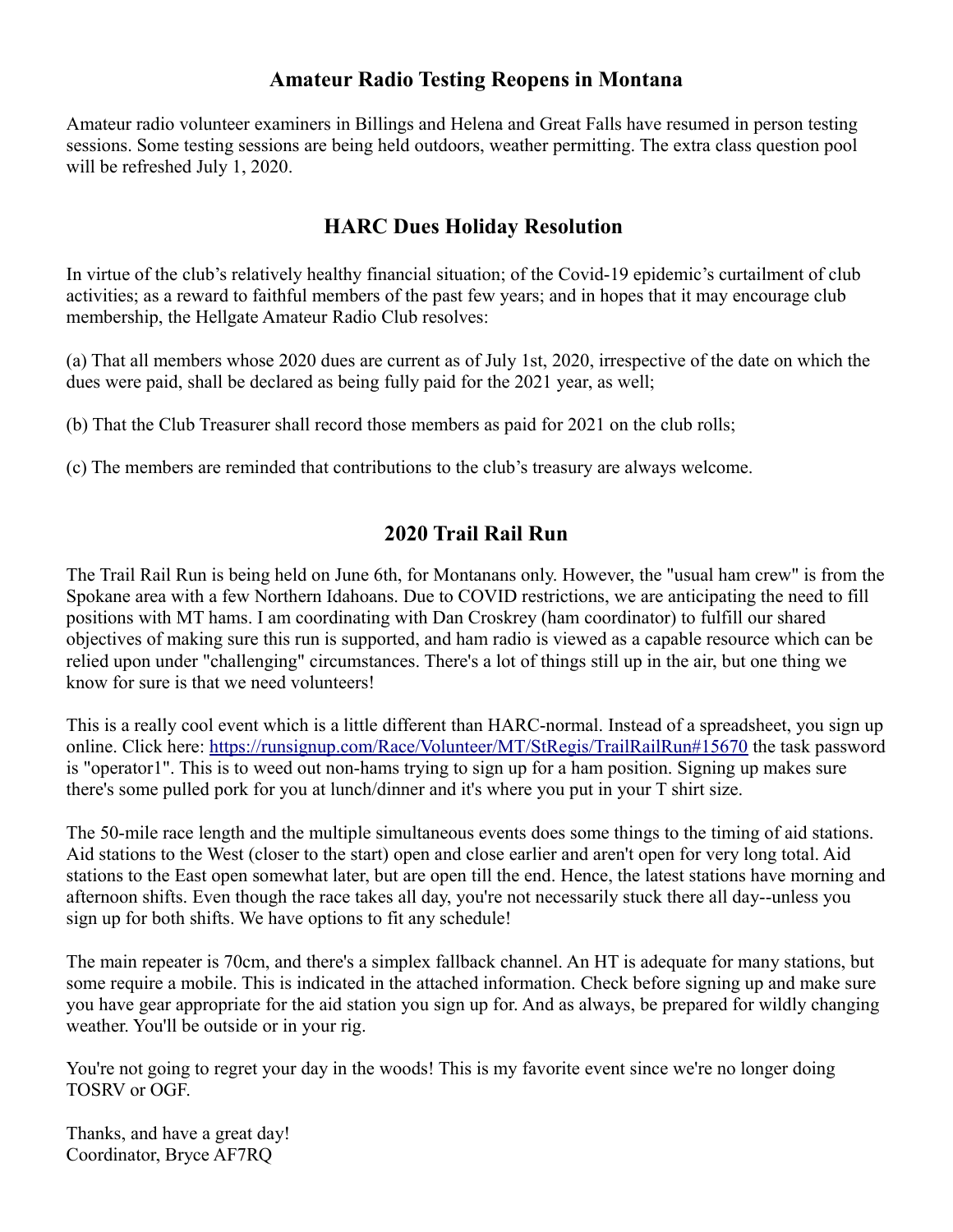## Amateur Radio Testing Reopens in Montana

Amateur radio volunteer examiners in Billings and Helena and Great Falls have resumed in person testing sessions. Some testing sessions are being held outdoors, weather permitting. The extra class question pool will be refreshed July 1, 2020.

## HARC Dues Holiday Resolution

In virtue of the club's relatively healthy financial situation; of the Covid-19 epidemic's curtailment of club activities; as a reward to faithful members of the past few years; and in hopes that it may encourage club membership, the Hellgate Amateur Radio Club resolves:

(a) That all members whose 2020 dues are current as of July 1st, 2020, irrespective of the date on which the dues were paid, shall be declared as being fully paid for the 2021 year, as well;

(b) That the Club Treasurer shall record those members as paid for 2021 on the club rolls;

(c) The members are reminded that contributions to the club's treasury are always welcome.

## 2020 Trail Rail Run

The Trail Rail Run is being held on June 6th, for Montanans only. However, the "usual ham crew" is from the Spokane area with a few Northern Idahoans. Due to COVID restrictions, we are anticipating the need to fill positions with MT hams. I am coordinating with Dan Croskrey (ham coordinator) to fulfill our shared objectives of making sure this run is supported, and ham radio is viewed as a capable resource which can be relied upon under "challenging" circumstances. There's a lot of things still up in the air, but one thing we know for sure is that we need volunteers!

This is a really cool event which is a little different than HARC-normal. Instead of a spreadsheet, you sign up online. Click here: https://runsignup.com/Race/Volunteer/MT/StRegis/TrailRailRun#15670 the task password is "operator1". This is to weed out non-hams trying to sign up for a ham position. Signing up makes sure there's some pulled pork for you at lunch/dinner and it's where you put in your T shirt size.

The 50-mile race length and the multiple simultaneous events does some things to the timing of aid stations. Aid stations to the West (closer to the start) open and close earlier and aren't open for very long total. Aid stations to the East open somewhat later, but are open till the end. Hence, the latest stations have morning and afternoon shifts. Even though the race takes all day, you're not necessarily stuck there all day--unless you sign up for both shifts. We have options to fit any schedule!

The main repeater is 70cm, and there's a simplex fallback channel. An HT is adequate for many stations, but some require a mobile. This is indicated in the attached information. Check before signing up and make sure you have gear appropriate for the aid station you sign up for. And as always, be prepared for wildly changing weather. You'll be outside or in your rig.

You're not going to regret your day in the woods! This is my favorite event since we're no longer doing TOSRV or OGF.

Thanks, and have a great day!
Coordinator, Bryce AF7RQ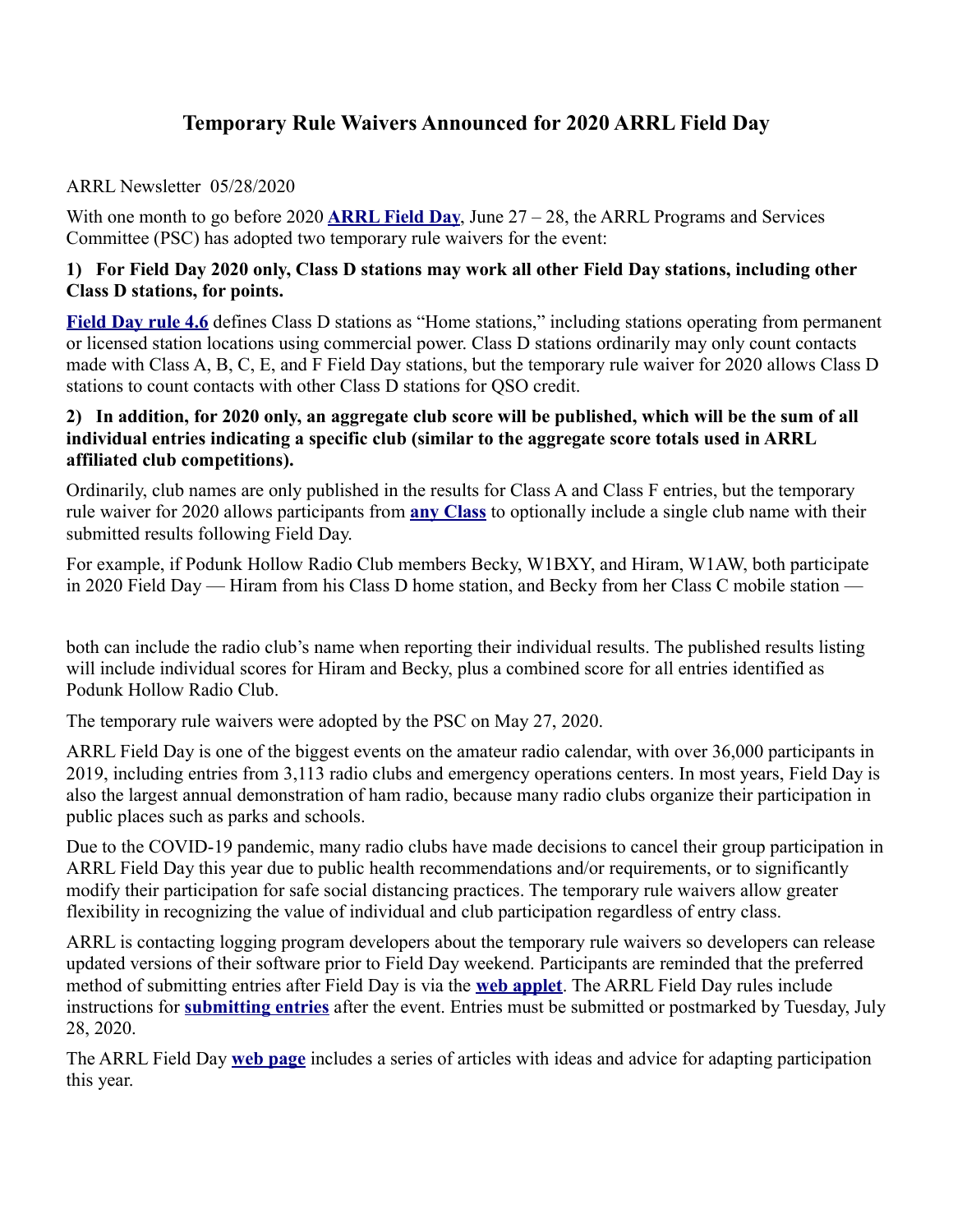# Temporary Rule Waivers Announced for 2020 ARRL Field Day

ARRL Newsletter 05/28/2020

With one month to go before 2020 **ARRL Field Day**, June 27 – 28, the ARRL Programs and Services Committee (PSC) has adopted two temporary rule waivers for the event:

**1) For Field Day 2020 only, Class D stations may work all other Field Day stations, including other Class D stations, for points.**

**Field Day rule 4.6** defines Class D stations as "Home stations," including stations operating from permanent or licensed station locations using commercial power. Class D stations ordinarily may only count contacts made with Class A, B, C, E, and F Field Day stations, but the temporary rule waiver for 2020 allows Class D stations to count contacts with other Class D stations for QSO credit.

**2) In addition, for 2020 only, an aggregate club score will be published, which will be the sum of all individual entries indicating a specific club (similar to the aggregate score totals used in ARRL affiliated club competitions).**

Ordinarily, club names are only published in the results for Class A and Class F entries, but the temporary rule waiver for 2020 allows participants from **any Class** to optionally include a single club name with their submitted results following Field Day.

For example, if Podunk Hollow Radio Club members Becky, W1BXY, and Hiram, W1AW, both participate in 2020 Field Day — Hiram from his Class D home station, and Becky from her Class C mobile station — both can include the radio club's name when reporting their individual results. The published results listing will include individual scores for Hiram and Becky, plus a combined score for all entries identified as Podunk Hollow Radio Club.

The temporary rule waivers were adopted by the PSC on May 27, 2020.

ARRL Field Day is one of the biggest events on the amateur radio calendar, with over 36,000 participants in 2019, including entries from 3,113 radio clubs and emergency operations centers. In most years, Field Day is also the largest annual demonstration of ham radio, because many radio clubs organize their participation in public places such as parks and schools.

Due to the COVID-19 pandemic, many radio clubs have made decisions to cancel their group participation in ARRL Field Day this year due to public health recommendations and/or requirements, or to significantly modify their participation for safe social distancing practices. The temporary rule waivers allow greater flexibility in recognizing the value of individual and club participation regardless of entry class.

ARRL is contacting logging program developers about the temporary rule waivers so developers can release updated versions of their software prior to Field Day weekend. Participants are reminded that the preferred method of submitting entries after Field Day is via the **web applet**. The ARRL Field Day rules include instructions for **submitting entries** after the event. Entries must be submitted or postmarked by Tuesday, July 28, 2020.

The ARRL Field Day **web page** includes a series of articles with ideas and advice for adapting participation this year.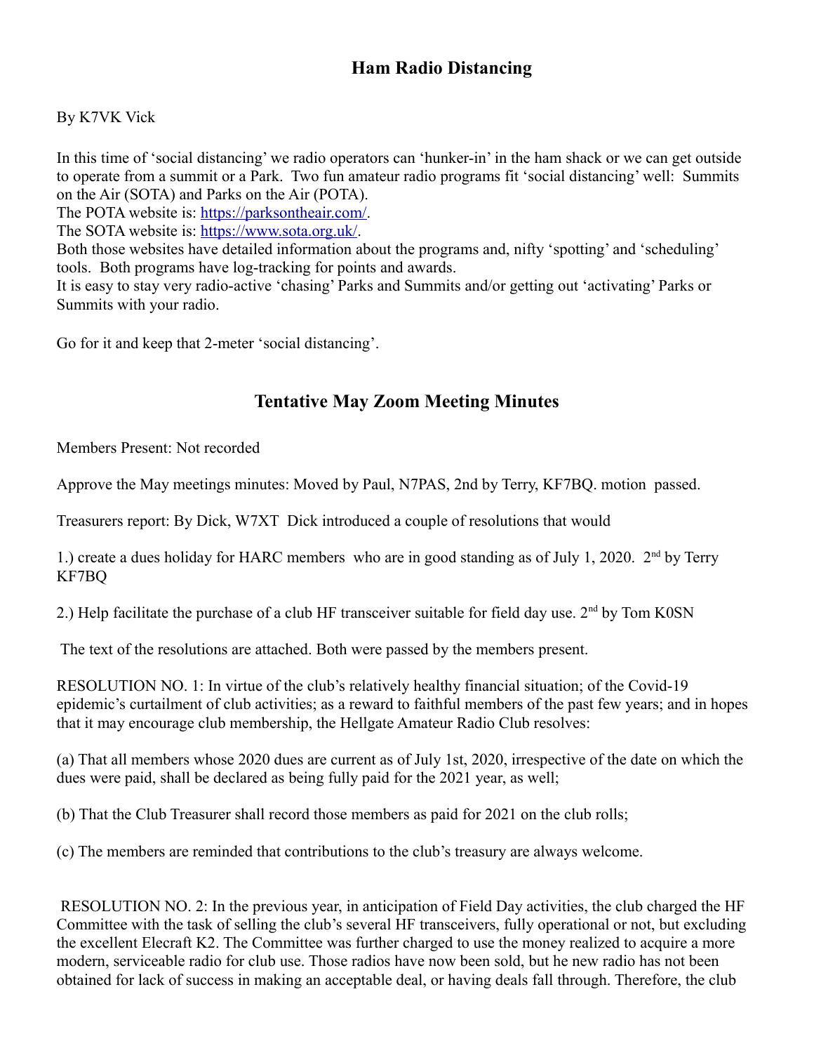## Ham Radio Distancing

By K7VK Vick

In this time of 'social distancing' we radio operators can 'hunker-in' in the ham shack or we can get outside to operate from a summit or a Park. Two fun amateur radio programs fit 'social distancing' well: Summits on the Air (SOTA) and Parks on the Air (POTA).
The POTA website is: https://parksontheair.com/.
The SOTA website is: https://www.sota.org.uk/.
Both those websites have detailed information about the programs and, nifty 'spotting' and 'scheduling' tools. Both programs have log-tracking for points and awards.
It is easy to stay very radio-active 'chasing' Parks and Summits and/or getting out 'activating' Parks or Summits with your radio.

Go for it and keep that 2-meter 'social distancing'.

## Tentative May Zoom Meeting Minutes

Members Present: Not recorded

Approve the May meetings minutes: Moved by Paul, N7PAS, 2nd by Terry, KF7BQ. motion passed.

Treasurers report: By Dick, W7XT Dick introduced a couple of resolutions that would

1.) create a dues holiday for HARC members who are in good standing as of July 1, 2020. 2nd by Terry KF7BQ

2.) Help facilitate the purchase of a club HF transceiver suitable for field day use. 2nd by Tom K0SN

The text of the resolutions are attached. Both were passed by the members present.

RESOLUTION NO. 1: In virtue of the club's relatively healthy financial situation; of the Covid-19 epidemic's curtailment of club activities; as a reward to faithful members of the past few years; and in hopes that it may encourage club membership, the Hellgate Amateur Radio Club resolves:

(a) That all members whose 2020 dues are current as of July 1st, 2020, irrespective of the date on which the dues were paid, shall be declared as being fully paid for the 2021 year, as well;

(b) That the Club Treasurer shall record those members as paid for 2021 on the club rolls;

(c) The members are reminded that contributions to the club's treasury are always welcome.

RESOLUTION NO. 2: In the previous year, in anticipation of Field Day activities, the club charged the HF Committee with the task of selling the club's several HF transceivers, fully operational or not, but excluding the excellent Elecraft K2. The Committee was further charged to use the money realized to acquire a more modern, serviceable radio for club use. Those radios have now been sold, but he new radio has not been obtained for lack of success in making an acceptable deal, or having deals fall through. Therefore, the club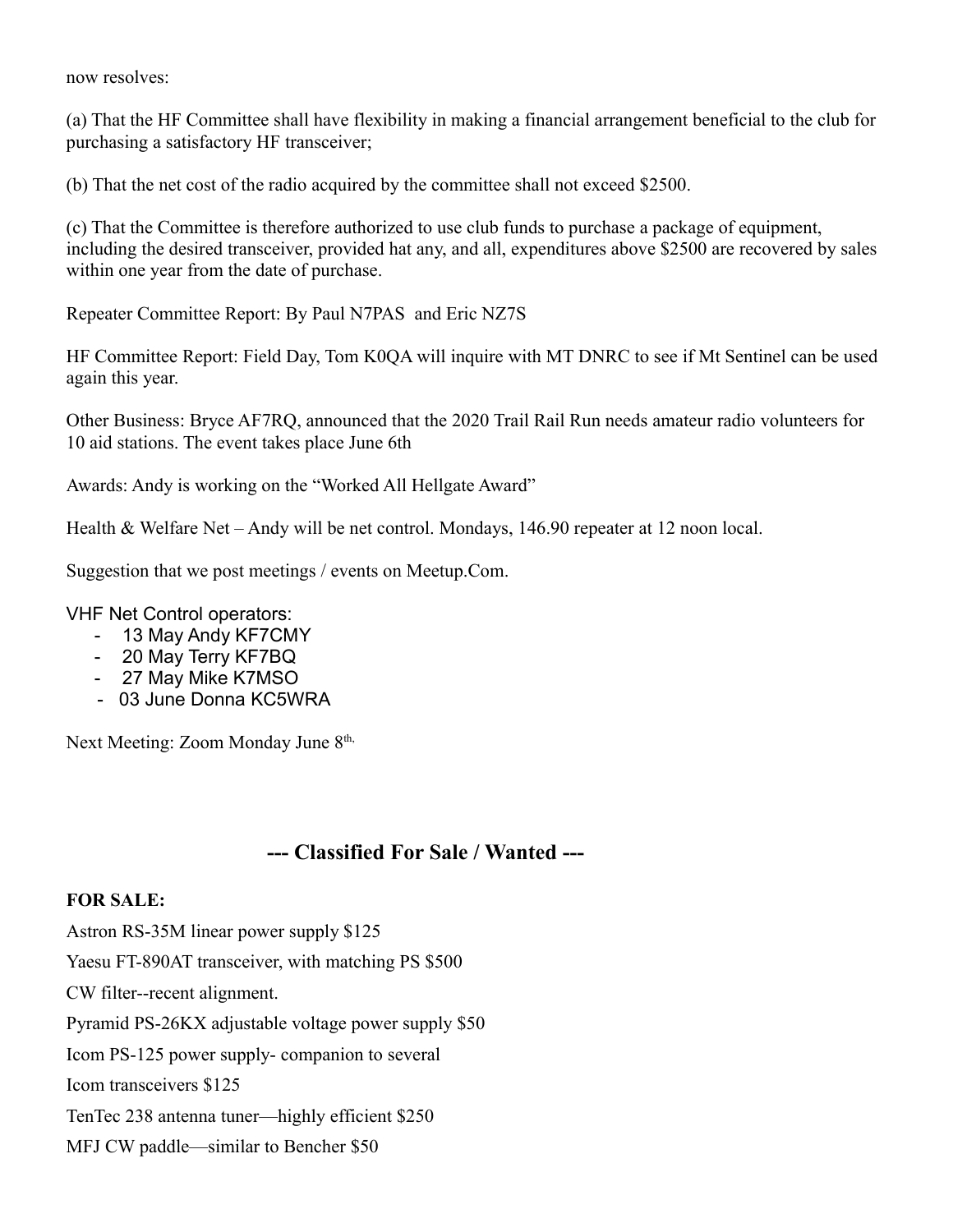now resolves:

(a) That the HF Committee shall have flexibility in making a financial arrangement beneficial to the club for purchasing a satisfactory HF transceiver;

(b) That the net cost of the radio acquired by the committee shall not exceed $2500.

(c) That the Committee is therefore authorized to use club funds to purchase a package of equipment, including the desired transceiver, provided hat any, and all, expenditures above $2500 are recovered by sales within one year from the date of purchase.

Repeater Committee Report: By Paul N7PAS and Eric NZ7S

HF Committee Report: Field Day, Tom K0QA will inquire with MT DNRC to see if Mt Sentinel can be used again this year.

Other Business: Bryce AF7RQ, announced that the 2020 Trail Rail Run needs amateur radio volunteers for 10 aid stations. The event takes place June 6th

Awards: Andy is working on the "Worked All Hellgate Award"

Health & Welfare Net – Andy will be net control. Mondays, 146.90 repeater at 12 noon local.

Suggestion that we post meetings / events on Meetup.Com.

VHF Net Control operators:

- 13 May Andy KF7CMY
- 20 May Terry KF7BQ
- 27 May Mike K7MSO
- 03 June Donna KC5WRA

Next Meeting: Zoom Monday June 8th,

## --- Classified For Sale / Wanted ---

**FOR SALE:**

Astron RS-35M linear power supply $125

Yaesu FT-890AT transceiver, with matching PS $500

CW filter--recent alignment.

Pyramid PS-26KX adjustable voltage power supply $50

Icom PS-125 power supply- companion to several

Icom transceivers $125

TenTec 238 antenna tuner—highly efficient $250

MFJ CW paddle—similar to Bencher $50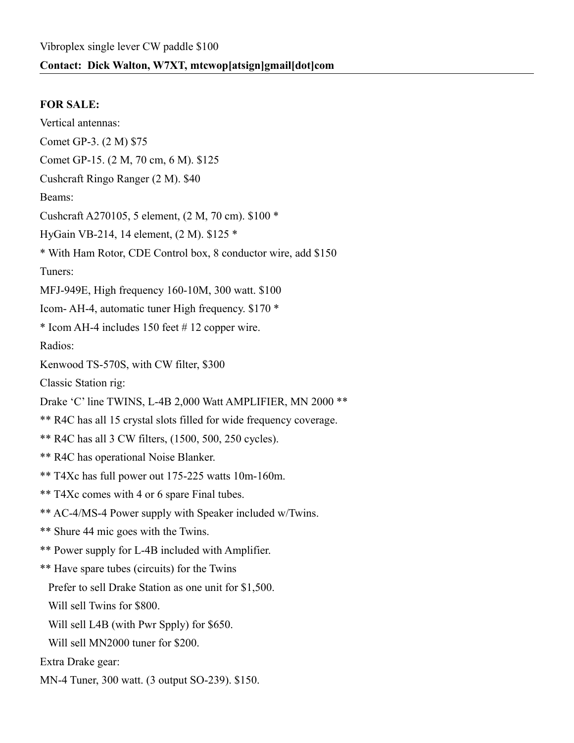Vibroplex single lever CW paddle $100

**Contact: Dick Walton, W7XT, mtcwop[atsign]gmail[dot]com**

---

**FOR SALE:**

Vertical antennas:

Comet GP-3. (2 M) $75

Comet GP-15. (2 M, 70 cm, 6 M). $125

Cushcraft Ringo Ranger (2 M). $40

Beams:

Cushcraft A270105, 5 element, (2 M, 70 cm). $100 *

HyGain VB-214, 14 element, (2 M). $125 *

* With Ham Rotor, CDE Control box, 8 conductor wire, add $150

Tuners:

MFJ-949E, High frequency 160-10M, 300 watt. $100

Icom- AH-4, automatic tuner High frequency. $170 *

* Icom AH-4 includes 150 feet # 12 copper wire.

Radios:

Kenwood TS-570S, with CW filter, $300

Classic Station rig:

Drake 'C' line TWINS, L-4B 2,000 Watt AMPLIFIER, MN 2000 **

** R4C has all 15 crystal slots filled for wide frequency coverage.

** R4C has all 3 CW filters, (1500, 500, 250 cycles).

** R4C has operational Noise Blanker.

** T4Xc has full power out 175-225 watts 10m-160m.

** T4Xc comes with 4 or 6 spare Final tubes.

** AC-4/MS-4 Power supply with Speaker included w/Twins.

** Shure 44 mic goes with the Twins.

** Power supply for L-4B included with Amplifier.

** Have spare tubes (circuits) for the Twins

Prefer to sell Drake Station as one unit for $1,500.

Will sell Twins for $800.

Will sell L4B (with Pwr Spply) for $650.

Will sell MN2000 tuner for $200.

Extra Drake gear:

MN-4 Tuner, 300 watt. (3 output SO-239). $150.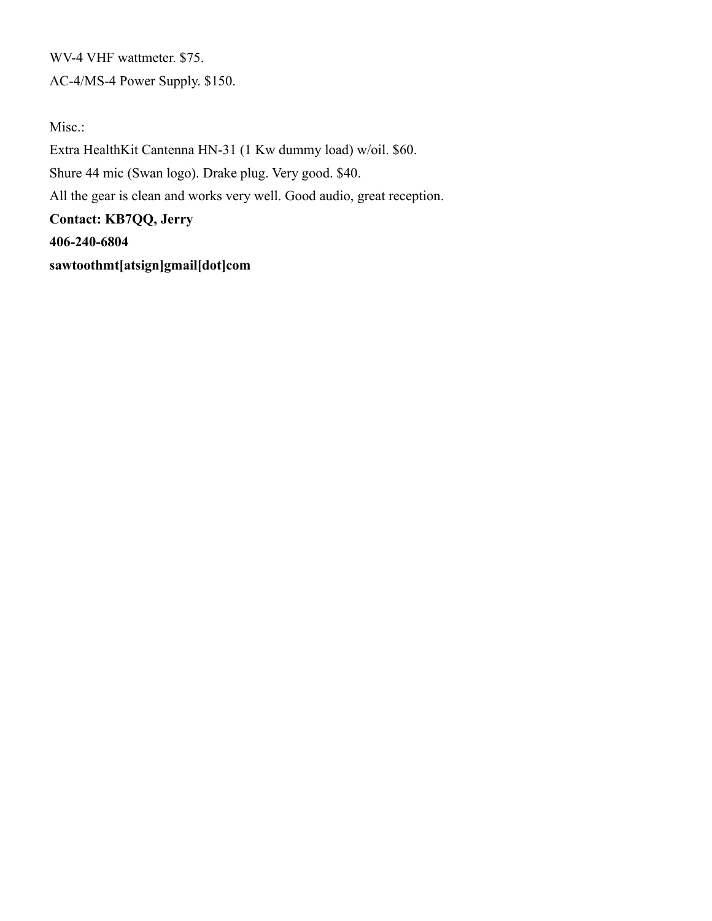WV-4 VHF wattmeter. $75.

AC-4/MS-4 Power Supply. $150.

Misc.:

Extra HealthKit Cantenna HN-31 (1 Kw dummy load) w/oil. $60.

Shure 44 mic (Swan logo). Drake plug. Very good. $40.

All the gear is clean and works very well. Good audio, great reception.

**Contact: KB7QQ, Jerry**

**406-240-6804**

**sawtoothmt[atsign]gmail[dot]com**